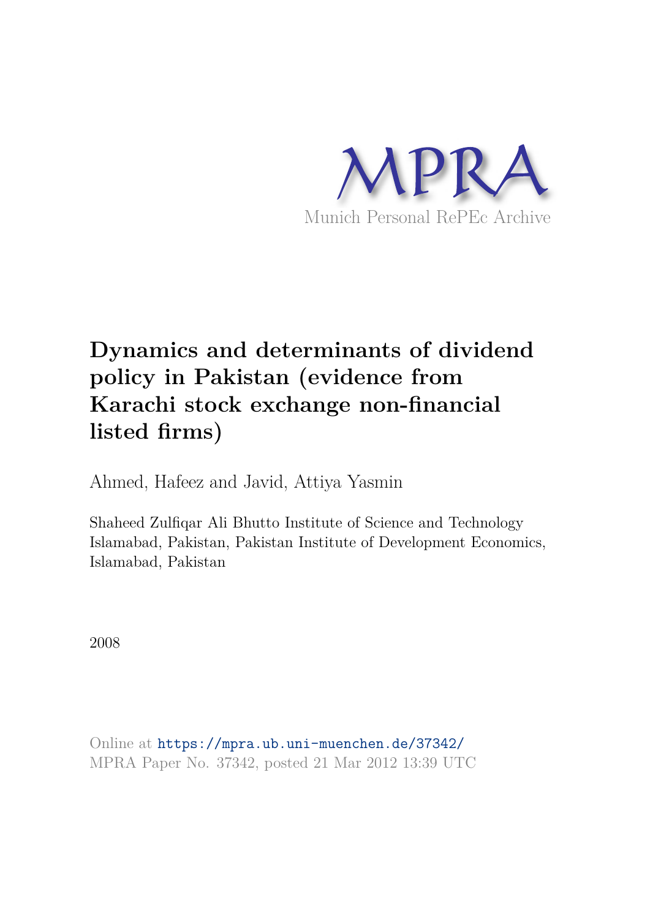MPRA

Munich Personal RePEc Archive

# Dynamics and determinants of dividend policy in Pakistan (evidence from Karachi stock exchange non-financial listed firms)

Ahmed, Hafeez and Javid, Attiya Yasmin

Shaheed Zulfiqar Ali Bhutto Institute of Science and Technology Islamabad, Pakistan, Pakistan Institute of Development Economics, Islamabad, Pakistan

2008

Online at https://mpra.ub.uni-muenchen.de/37342/
MPRA Paper No. 37342, posted 21 Mar 2012 13:39 UTC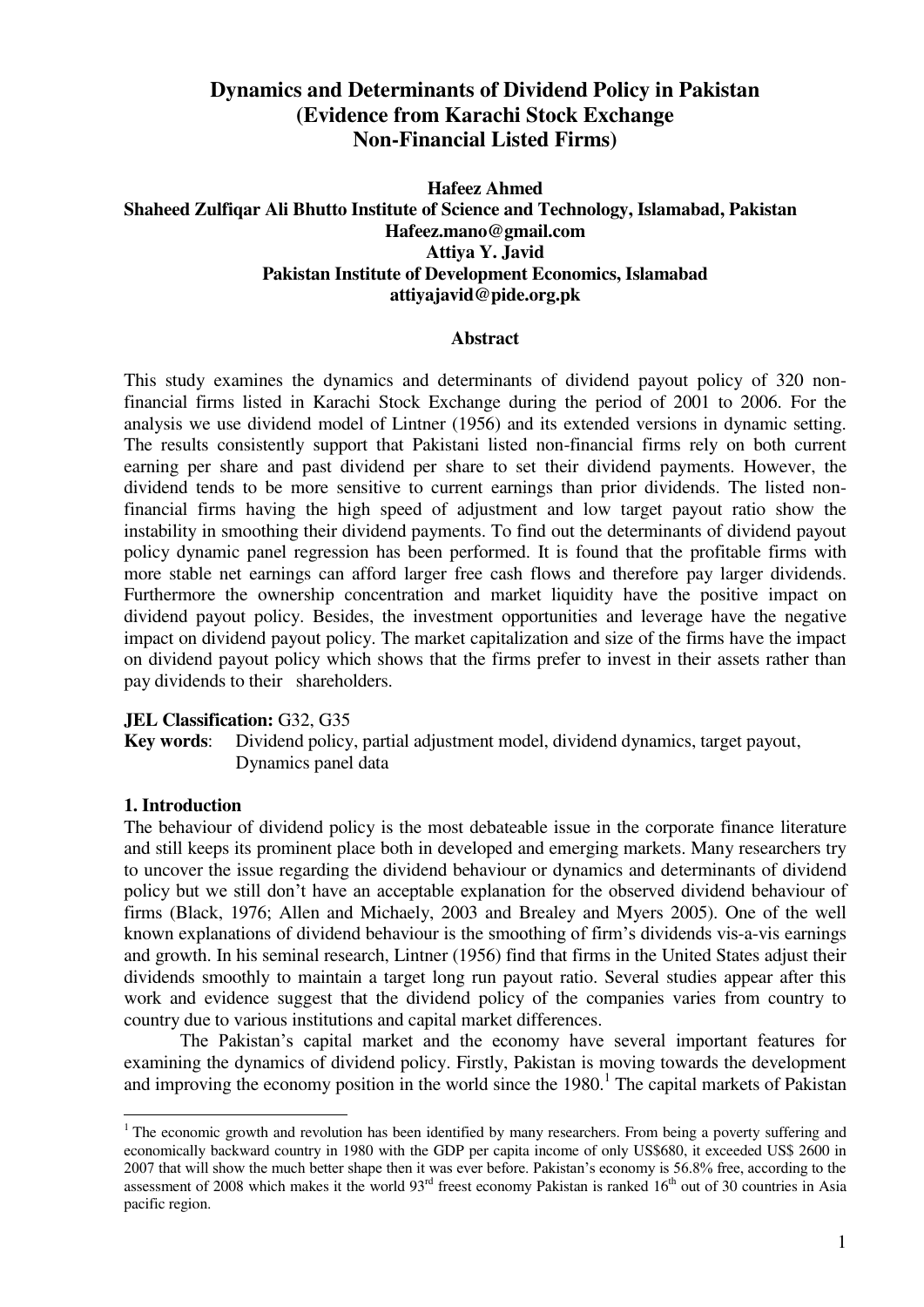# Dynamics and Determinants of Dividend Policy in Pakistan (Evidence from Karachi Stock Exchange Non-Financial Listed Firms)

**Hafeez Ahmed**
**Shaheed Zulfiqar Ali Bhutto Institute of Science and Technology, Islamabad, Pakistan**
**Hafeez.mano@gmail.com**
**Attiya Y. Javid**
**Pakistan Institute of Development Economics, Islamabad**
**attiyajavid@pide.org.pk**

## Abstract

This study examines the dynamics and determinants of dividend payout policy of 320 non-financial firms listed in Karachi Stock Exchange during the period of 2001 to 2006. For the analysis we use dividend model of Lintner (1956) and its extended versions in dynamic setting. The results consistently support that Pakistani listed non-financial firms rely on both current earning per share and past dividend per share to set their dividend payments. However, the dividend tends to be more sensitive to current earnings than prior dividends. The listed non-financial firms having the high speed of adjustment and low target payout ratio show the instability in smoothing their dividend payments. To find out the determinants of dividend payout policy dynamic panel regression has been performed. It is found that the profitable firms with more stable net earnings can afford larger free cash flows and therefore pay larger dividends. Furthermore the ownership concentration and market liquidity have the positive impact on dividend payout policy. Besides, the investment opportunities and leverage have the negative impact on dividend payout policy. The market capitalization and size of the firms have the impact on dividend payout policy which shows that the firms prefer to invest in their assets rather than pay dividends to their shareholders.

**JEL Classification:** G32, G35
**Key words**: Dividend policy, partial adjustment model, dividend dynamics, target payout, Dynamics panel data

## 1. Introduction

The behaviour of dividend policy is the most debateable issue in the corporate finance literature and still keeps its prominent place both in developed and emerging markets. Many researchers try to uncover the issue regarding the dividend behaviour or dynamics and determinants of dividend policy but we still don't have an acceptable explanation for the observed dividend behaviour of firms (Black, 1976; Allen and Michaely, 2003 and Brealey and Myers 2005). One of the well known explanations of dividend behaviour is the smoothing of firm's dividends vis-a-vis earnings and growth. In his seminal research, Lintner (1956) find that firms in the United States adjust their dividends smoothly to maintain a target long run payout ratio. Several studies appear after this work and evidence suggest that the dividend policy of the companies varies from country to country due to various institutions and capital market differences.

The Pakistan's capital market and the economy have several important features for examining the dynamics of dividend policy. Firstly, Pakistan is moving towards the development and improving the economy position in the world since the 1980.[1] The capital markets of Pakistan

---

[1] The economic growth and revolution has been identified by many researchers. From being a poverty suffering and economically backward country in 1980 with the GDP per capita income of only US$680, it exceeded US$ 2600 in 2007 that will show the much better shape then it was ever before. Pakistan's economy is 56.8% free, according to the assessment of 2008 which makes it the world 93rd freest economy Pakistan is ranked 16th out of 30 countries in Asia pacific region.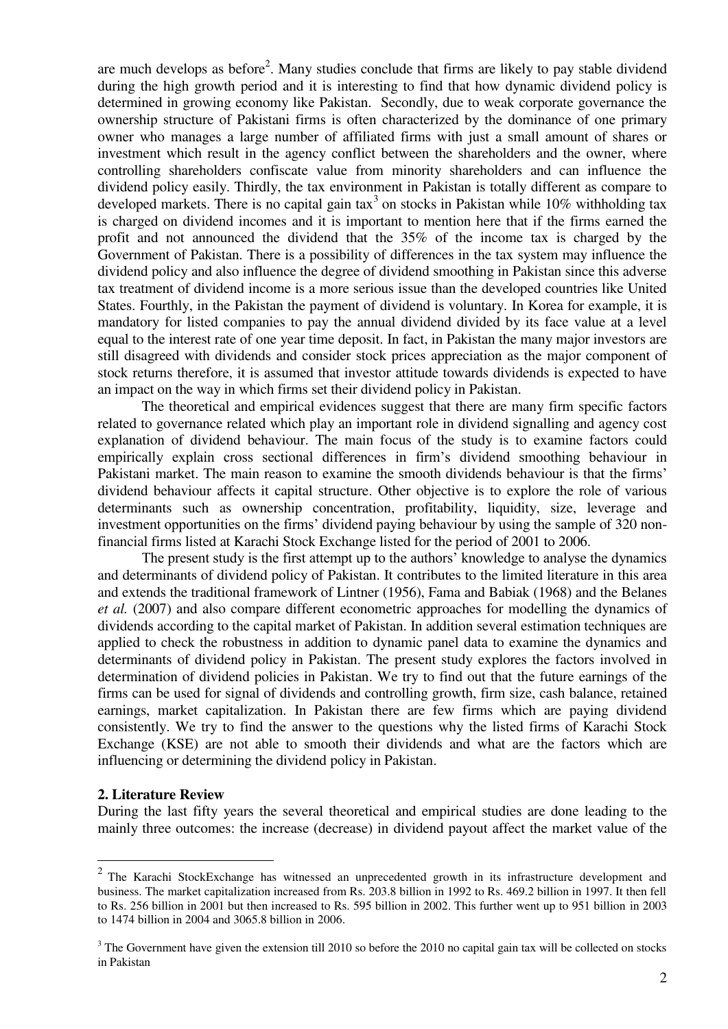are much develops as before[2]. Many studies conclude that firms are likely to pay stable dividend during the high growth period and it is interesting to find that how dynamic dividend policy is determined in growing economy like Pakistan. Secondly, due to weak corporate governance the ownership structure of Pakistani firms is often characterized by the dominance of one primary owner who manages a large number of affiliated firms with just a small amount of shares or investment which result in the agency conflict between the shareholders and the owner, where controlling shareholders confiscate value from minority shareholders and can influence the dividend policy easily. Thirdly, the tax environment in Pakistan is totally different as compare to developed markets. There is no capital gain tax[3] on stocks in Pakistan while 10% withholding tax is charged on dividend incomes and it is important to mention here that if the firms earned the profit and not announced the dividend that the 35% of the income tax is charged by the Government of Pakistan. There is a possibility of differences in the tax system may influence the dividend policy and also influence the degree of dividend smoothing in Pakistan since this adverse tax treatment of dividend income is a more serious issue than the developed countries like United States. Fourthly, in the Pakistan the payment of dividend is voluntary. In Korea for example, it is mandatory for listed companies to pay the annual dividend divided by its face value at a level equal to the interest rate of one year time deposit. In fact, in Pakistan the many major investors are still disagreed with dividends and consider stock prices appreciation as the major component of stock returns therefore, it is assumed that investor attitude towards dividends is expected to have an impact on the way in which firms set their dividend policy in Pakistan.

The theoretical and empirical evidences suggest that there are many firm specific factors related to governance related which play an important role in dividend signalling and agency cost explanation of dividend behaviour. The main focus of the study is to examine factors could empirically explain cross sectional differences in firm's dividend smoothing behaviour in Pakistani market. The main reason to examine the smooth dividends behaviour is that the firms' dividend behaviour affects it capital structure. Other objective is to explore the role of various determinants such as ownership concentration, profitability, liquidity, size, leverage and investment opportunities on the firms' dividend paying behaviour by using the sample of 320 non-financial firms listed at Karachi Stock Exchange listed for the period of 2001 to 2006.

The present study is the first attempt up to the authors' knowledge to analyse the dynamics and determinants of dividend policy of Pakistan. It contributes to the limited literature in this area and extends the traditional framework of Lintner (1956), Fama and Babiak (1968) and the Belanes *et al.* (2007) and also compare different econometric approaches for modelling the dynamics of dividends according to the capital market of Pakistan. In addition several estimation techniques are applied to check the robustness in addition to dynamic panel data to examine the dynamics and determinants of dividend policy in Pakistan. The present study explores the factors involved in determination of dividend policies in Pakistan. We try to find out that the future earnings of the firms can be used for signal of dividends and controlling growth, firm size, cash balance, retained earnings, market capitalization. In Pakistan there are few firms which are paying dividend consistently. We try to find the answer to the questions why the listed firms of Karachi Stock Exchange (KSE) are not able to smooth their dividends and what are the factors which are influencing or determining the dividend policy in Pakistan.

## 2. Literature Review

During the last fifty years the several theoretical and empirical studies are done leading to the mainly three outcomes: the increase (decrease) in dividend payout affect the market value of the

---

[2] The Karachi StockExchange has witnessed an unprecedented growth in its infrastructure development and business. The market capitalization increased from Rs. 203.8 billion in 1992 to Rs. 469.2 billion in 1997. It then fell to Rs. 256 billion in 2001 but then increased to Rs. 595 billion in 2002. This further went up to 951 billion in 2003 to 1474 billion in 2004 and 3065.8 billion in 2006.

[3] The Government have given the extension till 2010 so before the 2010 no capital gain tax will be collected on stocks in Pakistan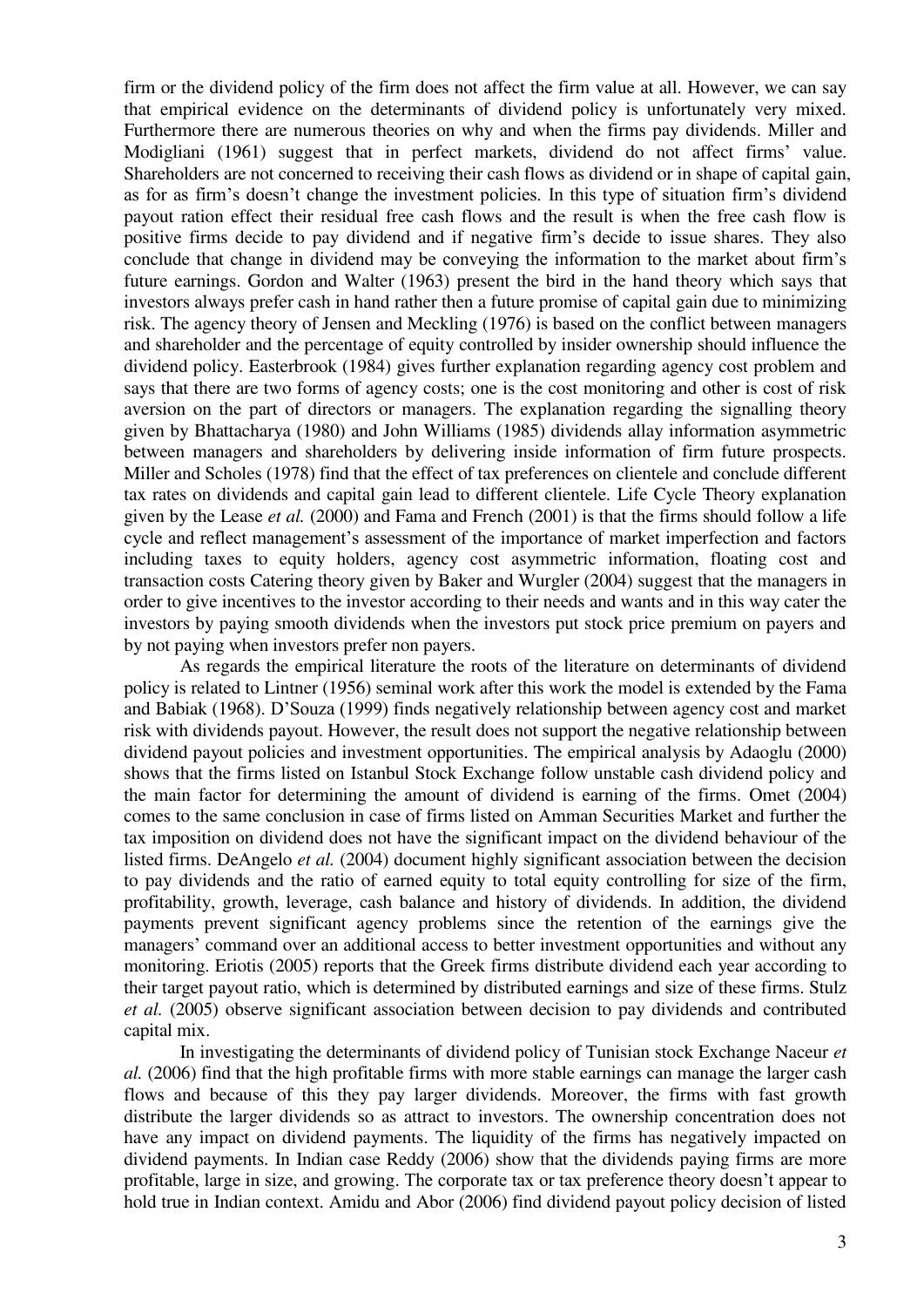firm or the dividend policy of the firm does not affect the firm value at all. However, we can say that empirical evidence on the determinants of dividend policy is unfortunately very mixed. Furthermore there are numerous theories on why and when the firms pay dividends. Miller and Modigliani (1961) suggest that in perfect markets, dividend do not affect firms' value. Shareholders are not concerned to receiving their cash flows as dividend or in shape of capital gain, as for as firm's doesn't change the investment policies. In this type of situation firm's dividend payout ration effect their residual free cash flows and the result is when the free cash flow is positive firms decide to pay dividend and if negative firm's decide to issue shares. They also conclude that change in dividend may be conveying the information to the market about firm's future earnings. Gordon and Walter (1963) present the bird in the hand theory which says that investors always prefer cash in hand rather then a future promise of capital gain due to minimizing risk. The agency theory of Jensen and Meckling (1976) is based on the conflict between managers and shareholder and the percentage of equity controlled by insider ownership should influence the dividend policy. Easterbrook (1984) gives further explanation regarding agency cost problem and says that there are two forms of agency costs; one is the cost monitoring and other is cost of risk aversion on the part of directors or managers. The explanation regarding the signalling theory given by Bhattacharya (1980) and John Williams (1985) dividends allay information asymmetric between managers and shareholders by delivering inside information of firm future prospects. Miller and Scholes (1978) find that the effect of tax preferences on clientele and conclude different tax rates on dividends and capital gain lead to different clientele. Life Cycle Theory explanation given by the Lease *et al.* (2000) and Fama and French (2001) is that the firms should follow a life cycle and reflect management's assessment of the importance of market imperfection and factors including taxes to equity holders, agency cost asymmetric information, floating cost and transaction costs Catering theory given by Baker and Wurgler (2004) suggest that the managers in order to give incentives to the investor according to their needs and wants and in this way cater the investors by paying smooth dividends when the investors put stock price premium on payers and by not paying when investors prefer non payers.

As regards the empirical literature the roots of the literature on determinants of dividend policy is related to Lintner (1956) seminal work after this work the model is extended by the Fama and Babiak (1968). D'Souza (1999) finds negatively relationship between agency cost and market risk with dividends payout. However, the result does not support the negative relationship between dividend payout policies and investment opportunities. The empirical analysis by Adaoglu (2000) shows that the firms listed on Istanbul Stock Exchange follow unstable cash dividend policy and the main factor for determining the amount of dividend is earning of the firms. Omet (2004) comes to the same conclusion in case of firms listed on Amman Securities Market and further the tax imposition on dividend does not have the significant impact on the dividend behaviour of the listed firms. DeAngelo *et al.* (2004) document highly significant association between the decision to pay dividends and the ratio of earned equity to total equity controlling for size of the firm, profitability, growth, leverage, cash balance and history of dividends. In addition, the dividend payments prevent significant agency problems since the retention of the earnings give the managers' command over an additional access to better investment opportunities and without any monitoring. Eriotis (2005) reports that the Greek firms distribute dividend each year according to their target payout ratio, which is determined by distributed earnings and size of these firms. Stulz *et al.* (2005) observe significant association between decision to pay dividends and contributed capital mix.

In investigating the determinants of dividend policy of Tunisian stock Exchange Naceur *et al.* (2006) find that the high profitable firms with more stable earnings can manage the larger cash flows and because of this they pay larger dividends. Moreover, the firms with fast growth distribute the larger dividends so as attract to investors. The ownership concentration does not have any impact on dividend payments. The liquidity of the firms has negatively impacted on dividend payments. In Indian case Reddy (2006) show that the dividends paying firms are more profitable, large in size, and growing. The corporate tax or tax preference theory doesn't appear to hold true in Indian context. Amidu and Abor (2006) find dividend payout policy decision of listed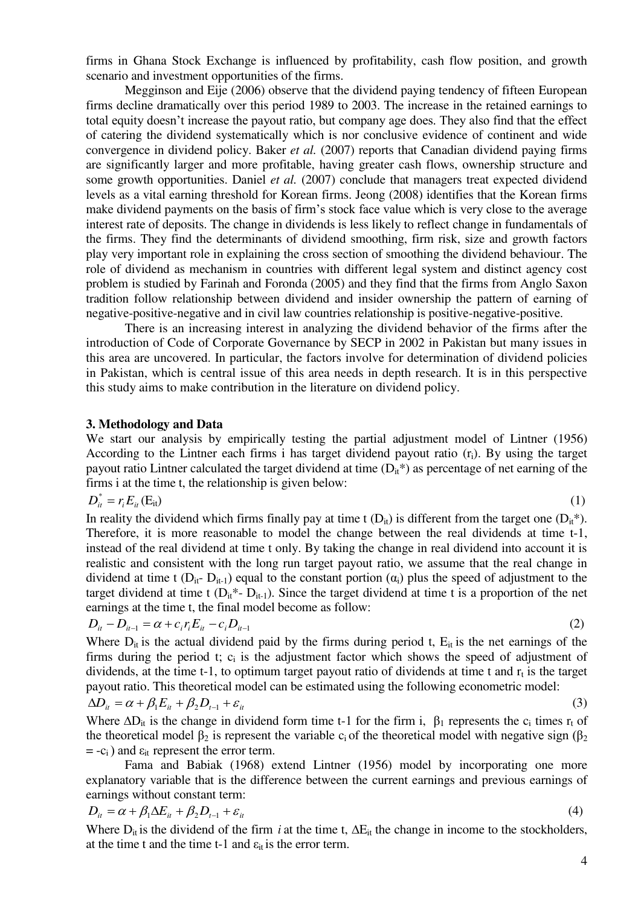firms in Ghana Stock Exchange is influenced by profitability, cash flow position, and growth scenario and investment opportunities of the firms.

Megginson and Eije (2006) observe that the dividend paying tendency of fifteen European firms decline dramatically over this period 1989 to 2003. The increase in the retained earnings to total equity doesn't increase the payout ratio, but company age does. They also find that the effect of catering the dividend systematically which is nor conclusive evidence of continent and wide convergence in dividend policy. Baker *et al.* (2007) reports that Canadian dividend paying firms are significantly larger and more profitable, having greater cash flows, ownership structure and some growth opportunities. Daniel *et al.* (2007) conclude that managers treat expected dividend levels as a vital earning threshold for Korean firms. Jeong (2008) identifies that the Korean firms make dividend payments on the basis of firm's stock face value which is very close to the average interest rate of deposits. The change in dividends is less likely to reflect change in fundamentals of the firms. They find the determinants of dividend smoothing, firm risk, size and growth factors play very important role in explaining the cross section of smoothing the dividend behaviour. The role of dividend as mechanism in countries with different legal system and distinct agency cost problem is studied by Farinah and Foronda (2005) and they find that the firms from Anglo Saxon tradition follow relationship between dividend and insider ownership the pattern of earning of negative-positive-negative and in civil law countries relationship is positive-negative-positive.

There is an increasing interest in analyzing the dividend behavior of the firms after the introduction of Code of Corporate Governance by SECP in 2002 in Pakistan but many issues in this area are uncovered. In particular, the factors involve for determination of dividend policies in Pakistan, which is central issue of this area needs in depth research. It is in this perspective this study aims to make contribution in the literature on dividend policy.

### 3. Methodology and Data

We start our analysis by empirically testing the partial adjustment model of Lintner (1956) According to the Lintner each firms i has target dividend payout ratio ($r_i$). By using the target payout ratio Lintner calculated the target dividend at time ($D_{it}$*) as percentage of net earning of the firms i at the time t, the relationship is given below:

$$D_{it}^{*} = r_i E_{it} \,(\mathrm{E_{it}}) \tag{1}$$

In reality the dividend which firms finally pay at time t ($D_{it}$) is different from the target one ($D_{it}$*). Therefore, it is more reasonable to model the change between the real dividends at time t-1, instead of the real dividend at time t only. By taking the change in real dividend into account it is realistic and consistent with the long run target payout ratio, we assume that the real change in dividend at time t ($D_{it}$- $D_{it-1}$) equal to the constant portion ($\alpha_i$) plus the speed of adjustment to the target dividend at time t ($D_{it}$*- $D_{it-1}$). Since the target dividend at time t is a proportion of the net earnings at the time t, the final model become as follow:

$$D_{it} - D_{it-1} = \alpha + c_i r_i E_{it} - c_i D_{it-1} \tag{2}$$

Where $D_{it}$ is the actual dividend paid by the firms during period t, $E_{it}$ is the net earnings of the firms during the period t; $c_i$ is the adjustment factor which shows the speed of adjustment of dividends, at the time t-1, to optimum target payout ratio of dividends at time t and $r_t$ is the target payout ratio. This theoretical model can be estimated using the following econometric model:

$$\Delta D_{it} = \alpha + \beta_1 E_{it} + \beta_2 D_{t-1} + \varepsilon_{it} \tag{3}$$

Where $\Delta D_{it}$ is the change in dividend form time t-1 for the firm i, $\beta_1$ represents the $c_i$ times $r_t$ of the theoretical model $\beta_2$ is represent the variable $c_i$ of the theoretical model with negative sign ($\beta_2 = -c_i$) and $\varepsilon_{it}$ represent the error term.

Fama and Babiak (1968) extend Lintner (1956) model by incorporating one more explanatory variable that is the difference between the current earnings and previous earnings of earnings without constant term:

$$D_{it} = \alpha + \beta_1 \Delta E_{it} + \beta_2 D_{t-1} + \varepsilon_{it} \tag{4}$$

Where $D_{it}$ is the dividend of the firm *i* at the time t, $\Delta E_{it}$ the change in income to the stockholders, at the time t and the time t-1 and $\varepsilon_{it}$ is the error term.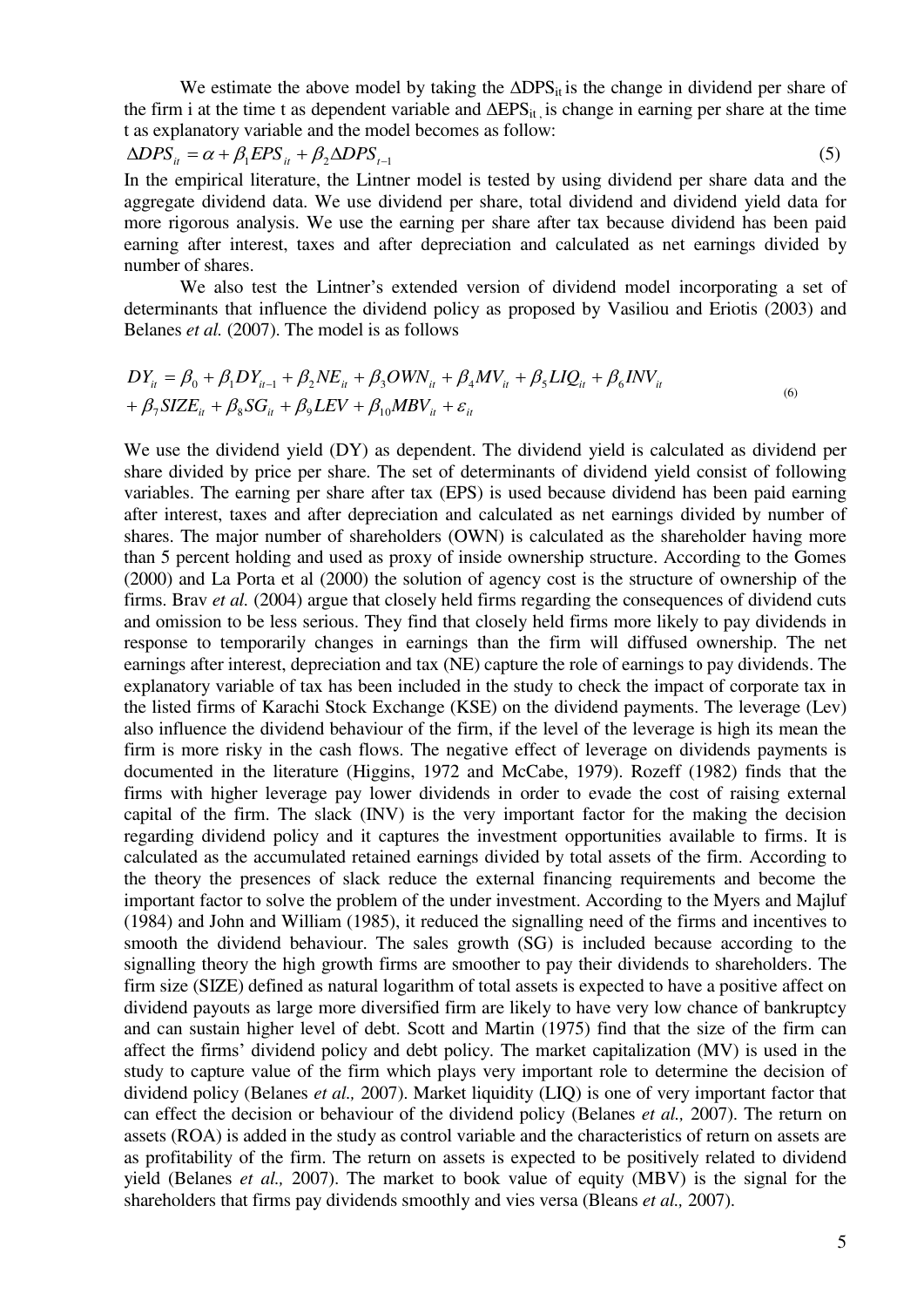We estimate the above model by taking the $\Delta DPS_{it}$ is the change in dividend per share of the firm i at the time t as dependent variable and $\Delta EPS_{it}$ , is change in earning per share at the time t as explanatory variable and the model becomes as follow:

$$\Delta DPS_{it} = \alpha + \beta_1 EPS_{it} + \beta_2 \Delta DPS_{t-1} \tag{5}$$

In the empirical literature, the Lintner model is tested by using dividend per share data and the aggregate dividend data. We use dividend per share, total dividend and dividend yield data for more rigorous analysis. We use the earning per share after tax because dividend has been paid earning after interest, taxes and after depreciation and calculated as net earnings divided by number of shares.

We also test the Lintner's extended version of dividend model incorporating a set of determinants that influence the dividend policy as proposed by Vasiliou and Eriotis (2003) and Belanes *et al.* (2007). The model is as follows

$$\begin{aligned} DY_{it} = \beta_0 + \beta_1 DY_{it-1} + \beta_2 NE_{it} + \beta_3 OWN_{it} + \beta_4 MV_{it} + \beta_5 LIQ_{it} + \beta_6 INV_{it} \\ + \beta_7 SIZE_{it} + \beta_8 SG_{it} + \beta_9 LEV + \beta_{10} MBV_{it} + \varepsilon_{it} \end{aligned} \tag{6}$$

We use the dividend yield (DY) as dependent. The dividend yield is calculated as dividend per share divided by price per share. The set of determinants of dividend yield consist of following variables. The earning per share after tax (EPS) is used because dividend has been paid earning after interest, taxes and after depreciation and calculated as net earnings divided by number of shares. The major number of shareholders (OWN) is calculated as the shareholder having more than 5 percent holding and used as proxy of inside ownership structure. According to the Gomes (2000) and La Porta et al (2000) the solution of agency cost is the structure of ownership of the firms. Brav *et al.* (2004) argue that closely held firms regarding the consequences of dividend cuts and omission to be less serious. They find that closely held firms more likely to pay dividends in response to temporarily changes in earnings than the firm will diffused ownership. The net earnings after interest, depreciation and tax (NE) capture the role of earnings to pay dividends. The explanatory variable of tax has been included in the study to check the impact of corporate tax in the listed firms of Karachi Stock Exchange (KSE) on the dividend payments. The leverage (Lev) also influence the dividend behaviour of the firm, if the level of the leverage is high its mean the firm is more risky in the cash flows. The negative effect of leverage on dividends payments is documented in the literature (Higgins, 1972 and McCabe, 1979). Rozeff (1982) finds that the firms with higher leverage pay lower dividends in order to evade the cost of raising external capital of the firm. The slack (INV) is the very important factor for the making the decision regarding dividend policy and it captures the investment opportunities available to firms. It is calculated as the accumulated retained earnings divided by total assets of the firm. According to the theory the presences of slack reduce the external financing requirements and become the important factor to solve the problem of the under investment. According to the Myers and Majluf (1984) and John and William (1985), it reduced the signalling need of the firms and incentives to smooth the dividend behaviour. The sales growth (SG) is included because according to the signalling theory the high growth firms are smoother to pay their dividends to shareholders. The firm size (SIZE) defined as natural logarithm of total assets is expected to have a positive affect on dividend payouts as large more diversified firm are likely to have very low chance of bankruptcy and can sustain higher level of debt. Scott and Martin (1975) find that the size of the firm can affect the firms' dividend policy and debt policy. The market capitalization (MV) is used in the study to capture value of the firm which plays very important role to determine the decision of dividend policy (Belanes *et al.,* 2007). Market liquidity (LIQ) is one of very important factor that can effect the decision or behaviour of the dividend policy (Belanes *et al.,* 2007). The return on assets (ROA) is added in the study as control variable and the characteristics of return on assets are as profitability of the firm. The return on assets is expected to be positively related to dividend yield (Belanes *et al.,* 2007). The market to book value of equity (MBV) is the signal for the shareholders that firms pay dividends smoothly and vies versa (Bleans *et al.,* 2007).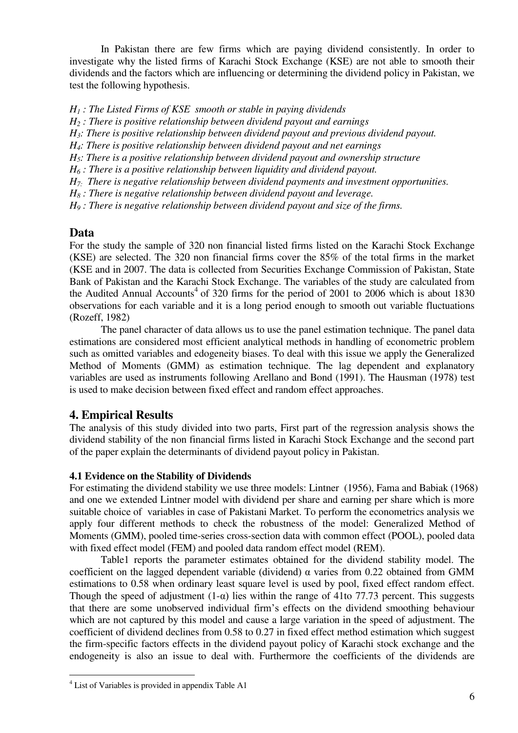In Pakistan there are few firms which are paying dividend consistently. In order to investigate why the listed firms of Karachi Stock Exchange (KSE) are not able to smooth their dividends and the factors which are influencing or determining the dividend policy in Pakistan, we test the following hypothesis.

*$H_1$ : The Listed Firms of KSE smooth or stable in paying dividends*

*$H_2$ : There is positive relationship between dividend payout and earnings*

*$H_3$: There is positive relationship between dividend payout and previous dividend payout.*

*$H_4$: There is positive relationship between dividend payout and net earnings*

*$H_5$: There is a positive relationship between dividend payout and ownership structure*

*$H_6$ : There is a positive relationship between liquidity and dividend payout.*

*$H_7$: There is negative relationship between dividend payments and investment opportunities.*

*$H_8$ : There is negative relationship between dividend payout and leverage.*

*$H_9$ : There is negative relationship between dividend payout and size of the firms.*

## Data

For the study the sample of 320 non financial listed firms listed on the Karachi Stock Exchange (KSE) are selected. The 320 non financial firms cover the 85% of the total firms in the market (KSE and in 2007. The data is collected from Securities Exchange Commission of Pakistan, State Bank of Pakistan and the Karachi Stock Exchange. The variables of the study are calculated from the Audited Annual Accounts[4] of 320 firms for the period of 2001 to 2006 which is about 1830 observations for each variable and it is a long period enough to smooth out variable fluctuations (Rozeff, 1982)

The panel character of data allows us to use the panel estimation technique. The panel data estimations are considered most efficient analytical methods in handling of econometric problem such as omitted variables and edogeneity biases. To deal with this issue we apply the Generalized Method of Moments (GMM) as estimation technique. The lag dependent and explanatory variables are used as instruments following Arellano and Bond (1991). The Hausman (1978) test is used to make decision between fixed effect and random effect approaches.

## 4. Empirical Results

The analysis of this study divided into two parts, First part of the regression analysis shows the dividend stability of the non financial firms listed in Karachi Stock Exchange and the second part of the paper explain the determinants of dividend payout policy in Pakistan.

### 4.1 Evidence on the Stability of Dividends

For estimating the dividend stability we use three models: Lintner (1956), Fama and Babiak (1968) and one we extended Lintner model with dividend per share and earning per share which is more suitable choice of variables in case of Pakistani Market. To perform the econometrics analysis we apply four different methods to check the robustness of the model: Generalized Method of Moments (GMM), pooled time-series cross-section data with common effect (POOL), pooled data with fixed effect model (FEM) and pooled data random effect model (REM).

Table1 reports the parameter estimates obtained for the dividend stability model. The coefficient on the lagged dependent variable (dividend) $\alpha$ varies from 0.22 obtained from GMM estimations to 0.58 when ordinary least square level is used by pool, fixed effect random effect. Though the speed of adjustment $(1-\alpha)$ lies within the range of 41to 77.73 percent. This suggests that there are some unobserved individual firm's effects on the dividend smoothing behaviour which are not captured by this model and cause a large variation in the speed of adjustment. The coefficient of dividend declines from 0.58 to 0.27 in fixed effect method estimation which suggest the firm-specific factors effects in the dividend payout policy of Karachi stock exchange and the endogeneity is also an issue to deal with. Furthermore the coefficients of the dividends are

[4] List of Variables is provided in appendix Table A1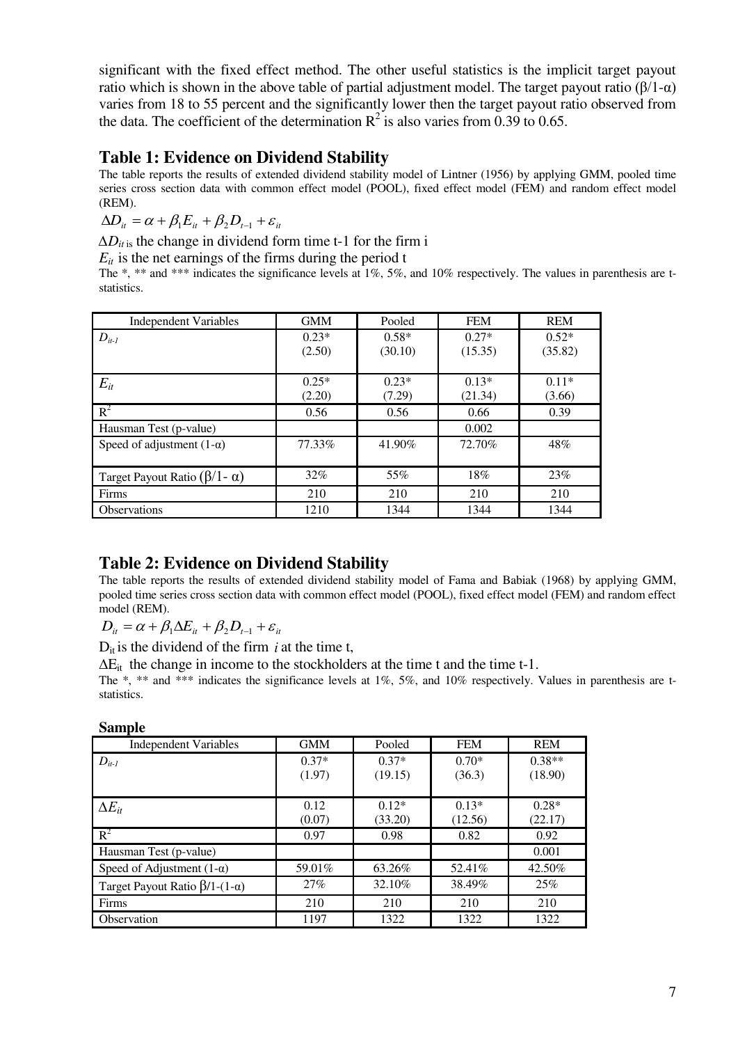significant with the fixed effect method. The other useful statistics is the implicit target payout ratio which is shown in the above table of partial adjustment model. The target payout ratio (β/1-α) varies from 18 to 55 percent and the significantly lower then the target payout ratio observed from the data. The coefficient of the determination $R^2$ is also varies from 0.39 to 0.65.

## Table 1: Evidence on Dividend Stability

The table reports the results of extended dividend stability model of Lintner (1956) by applying GMM, pooled time series cross section data with common effect model (POOL), fixed effect model (FEM) and random effect model (REM).

$$\Delta D_{it} = \alpha + \beta_1 E_{it} + \beta_2 D_{t-1} + \varepsilon_{it}$$

$\Delta D_{it}$ is the change in dividend form time t-1 for the firm i

$E_{it}$ is the net earnings of the firms during the period t

The *, ** and *** indicates the significance levels at 1%, 5%, and 10% respectively. The values in parenthesis are t-statistics.

| Independent Variables | GMM | Pooled | FEM | REM |
|---|---|---|---|---|
| $D_{it-1}$ | 0.23*<br>(2.50) | 0.58*<br>(30.10) | 0.27*<br>(15.35) | 0.52*<br>(35.82) |
| $E_{it}$ | 0.25*<br>(2.20) | 0.23*<br>(7.29) | 0.13*<br>(21.34) | 0.11*<br>(3.66) |
| $R^2$ | 0.56 | 0.56 | 0.66 | 0.39 |
| Hausman Test (p-value) | | | 0.002 | |
| Speed of adjustment (1-α) | 77.33% | 41.90% | 72.70% | 48% |
| Target Payout Ratio (β/1- α) | 32% | 55% | 18% | 23% |
| Firms | 210 | 210 | 210 | 210 |
| Observations | 1210 | 1344 | 1344 | 1344 |

## Table 2: Evidence on Dividend Stability

The table reports the results of extended dividend stability model of Fama and Babiak (1968) by applying GMM, pooled time series cross section data with common effect model (POOL), fixed effect model (FEM) and random effect model (REM).

$$D_{it} = \alpha + \beta_1 \Delta E_{it} + \beta_2 D_{t-1} + \varepsilon_{it}$$

$D_{it}$ is the dividend of the firm $i$ at the time t,

$\Delta E_{it}$ the change in income to the stockholders at the time t and the time t-1.

The *, ** and *** indicates the significance levels at 1%, 5%, and 10% respectively. Values in parenthesis are t-statistics.

**Sample**

| Independent Variables | GMM | Pooled | FEM | REM |
|---|---|---|---|---|
| $D_{it-1}$ | 0.37*<br>(1.97) | 0.37*<br>(19.15) | 0.70*<br>(36.3) | 0.38**<br>(18.90) |
| $\Delta E_{it}$ | 0.12<br>(0.07) | 0.12*<br>(33.20) | 0.13*<br>(12.56) | 0.28*<br>(22.17) |
| $R^2$ | 0.97 | 0.98 | 0.82 | 0.92 |
| Hausman Test (p-value) | | | | 0.001 |
| Speed of Adjustment (1-α) | 59.01% | 63.26% | 52.41% | 42.50% |
| Target Payout Ratio β/1-(1-α) | 27% | 32.10% | 38.49% | 25% |
| Firms | 210 | 210 | 210 | 210 |
| Observation | 1197 | 1322 | 1322 | 1322 |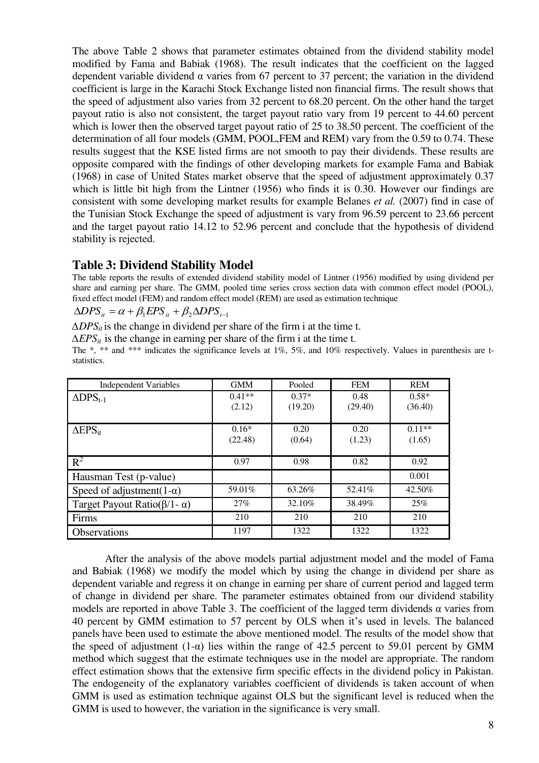The above Table 2 shows that parameter estimates obtained from the dividend stability model modified by Fama and Babiak (1968). The result indicates that the coefficient on the lagged dependent variable dividend α varies from 67 percent to 37 percent; the variation in the dividend coefficient is large in the Karachi Stock Exchange listed non financial firms. The result shows that the speed of adjustment also varies from 32 percent to 68.20 percent. On the other hand the target payout ratio is also not consistent, the target payout ratio vary from 19 percent to 44.60 percent which is lower then the observed target payout ratio of 25 to 38.50 percent. The coefficient of the determination of all four models (GMM, POOL,FEM and REM) vary from the 0.59 to 0.74. These results suggest that the KSE listed firms are not smooth to pay their dividends. These results are opposite compared with the findings of other developing markets for example Fama and Babiak (1968) in case of United States market observe that the speed of adjustment approximately 0.37 which is little bit high from the Lintner (1956) who finds it is 0.30. However our findings are consistent with some developing market results for example Belanes *et al.* (2007) find in case of the Tunisian Stock Exchange the speed of adjustment is vary from 96.59 percent to 23.66 percent and the target payout ratio 14.12 to 52.96 percent and conclude that the hypothesis of dividend stability is rejected.

## Table 3: Dividend Stability Model

The table reports the results of extended dividend stability model of Lintner (1956) modified by using dividend per share and earning per share. The GMM, pooled time series cross section data with common effect model (POOL), fixed effect model (FEM) and random effect model (REM) are used as estimation technique

$$\Delta DPS_{it} = \alpha + \beta_1 EPS_{it} + \beta_2 \Delta DPS_{t-1}$$

$\Delta DPS_{it}$ is the change in dividend per share of the firm i at the time t.

$\Delta EPS_{it}$ is the change in earning per share of the firm i at the time t.

The *, ** and *** indicates the significance levels at 1%, 5%, and 10% respectively. Values in parenthesis are t-statistics.

| Independent Variables | GMM | Pooled | FEM | REM |
|---|---|---|---|---|
| $\Delta DPS_{t-1}$ | 0.41** (2.12) | 0.37* (19.20) | 0.48 (29.40) | 0.58* (36.40) |
| $\Delta EPS_{it}$ | 0.16* (22.48) | 0.20 (0.64) | 0.20 (1.23) | 0.11** (1.65) |
| $R^2$ | 0.97 | 0.98 | 0.82 | 0.92 |
| Hausman Test (p-value) | | | | 0.001 |
| Speed of adjustment(1-α) | 59.01% | 63.26% | 52.41% | 42.50% |
| Target Payout Ratio(β/1- α) | 27% | 32.10% | 38.49% | 25% |
| Firms | 210 | 210 | 210 | 210 |
| Observations | 1197 | 1322 | 1322 | 1322 |

After the analysis of the above models partial adjustment model and the model of Fama and Babiak (1968) we modify the model which by using the change in dividend per share as dependent variable and regress it on change in earning per share of current period and lagged term of change in dividend per share. The parameter estimates obtained from our dividend stability models are reported in above Table 3. The coefficient of the lagged term dividends α varies from 40 percent by GMM estimation to 57 percent by OLS when it's used in levels. The balanced panels have been used to estimate the above mentioned model. The results of the model show that the speed of adjustment (1-α) lies within the range of 42.5 percent to 59.01 percent by GMM method which suggest that the estimate techniques use in the model are appropriate. The random effect estimation shows that the extensive firm specific effects in the dividend policy in Pakistan. The endogeneity of the explanatory variables coefficient of dividends is taken account of when GMM is used as estimation technique against OLS but the significant level is reduced when the GMM is used to however, the variation in the significance is very small.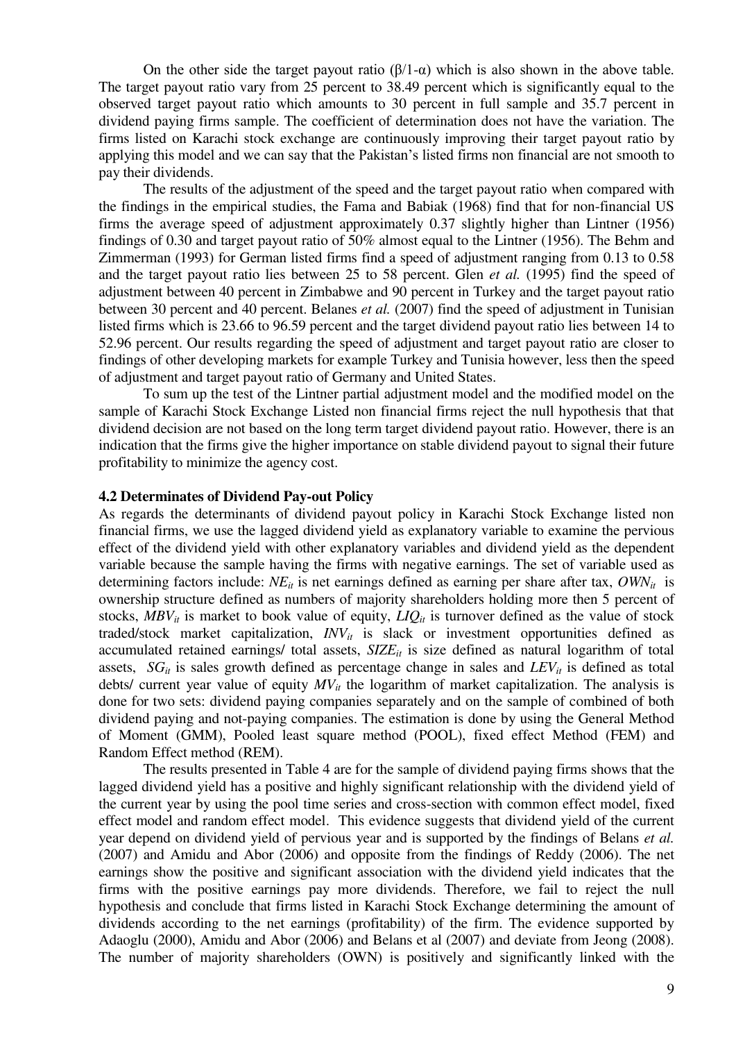On the other side the target payout ratio ($\beta/1-\alpha$) which is also shown in the above table. The target payout ratio vary from 25 percent to 38.49 percent which is significantly equal to the observed target payout ratio which amounts to 30 percent in full sample and 35.7 percent in dividend paying firms sample. The coefficient of determination does not have the variation. The firms listed on Karachi stock exchange are continuously improving their target payout ratio by applying this model and we can say that the Pakistan's listed firms non financial are not smooth to pay their dividends.

The results of the adjustment of the speed and the target payout ratio when compared with the findings in the empirical studies, the Fama and Babiak (1968) find that for non-financial US firms the average speed of adjustment approximately 0.37 slightly higher than Lintner (1956) findings of 0.30 and target payout ratio of 50% almost equal to the Lintner (1956). The Behm and Zimmerman (1993) for German listed firms find a speed of adjustment ranging from 0.13 to 0.58 and the target payout ratio lies between 25 to 58 percent. Glen *et al.* (1995) find the speed of adjustment between 40 percent in Zimbabwe and 90 percent in Turkey and the target payout ratio between 30 percent and 40 percent. Belanes *et al.* (2007) find the speed of adjustment in Tunisian listed firms which is 23.66 to 96.59 percent and the target dividend payout ratio lies between 14 to 52.96 percent. Our results regarding the speed of adjustment and target payout ratio are closer to findings of other developing markets for example Turkey and Tunisia however, less then the speed of adjustment and target payout ratio of Germany and United States.

To sum up the test of the Lintner partial adjustment model and the modified model on the sample of Karachi Stock Exchange Listed non financial firms reject the null hypothesis that that dividend decision are not based on the long term target dividend payout ratio. However, there is an indication that the firms give the higher importance on stable dividend payout to signal their future profitability to minimize the agency cost.

### 4.2 Determinates of Dividend Pay-out Policy

As regards the determinants of dividend payout policy in Karachi Stock Exchange listed non financial firms, we use the lagged dividend yield as explanatory variable to examine the pervious effect of the dividend yield with other explanatory variables and dividend yield as the dependent variable because the sample having the firms with negative earnings. The set of variable used as determining factors include: $NE_{it}$ is net earnings defined as earning per share after tax, $OWN_{it}$ is ownership structure defined as numbers of majority shareholders holding more then 5 percent of stocks, $MBV_{it}$ is market to book value of equity, $LIQ_{it}$ is turnover defined as the value of stock traded/stock market capitalization, $INV_{it}$ is slack or investment opportunities defined as accumulated retained earnings/ total assets, $SIZE_{it}$ is size defined as natural logarithm of total assets, $SG_{it}$ is sales growth defined as percentage change in sales and $LEV_{it}$ is defined as total debts/ current year value of equity $MV_{it}$ the logarithm of market capitalization. The analysis is done for two sets: dividend paying companies separately and on the sample of combined of both dividend paying and not-paying companies. The estimation is done by using the General Method of Moment (GMM), Pooled least square method (POOL), fixed effect Method (FEM) and Random Effect method (REM).

The results presented in Table 4 are for the sample of dividend paying firms shows that the lagged dividend yield has a positive and highly significant relationship with the dividend yield of the current year by using the pool time series and cross-section with common effect model, fixed effect model and random effect model. This evidence suggests that dividend yield of the current year depend on dividend yield of pervious year and is supported by the findings of Belans *et al.* (2007) and Amidu and Abor (2006) and opposite from the findings of Reddy (2006). The net earnings show the positive and significant association with the dividend yield indicates that the firms with the positive earnings pay more dividends. Therefore, we fail to reject the null hypothesis and conclude that firms listed in Karachi Stock Exchange determining the amount of dividends according to the net earnings (profitability) of the firm. The evidence supported by Adaoglu (2000), Amidu and Abor (2006) and Belans et al (2007) and deviate from Jeong (2008). The number of majority shareholders (OWN) is positively and significantly linked with the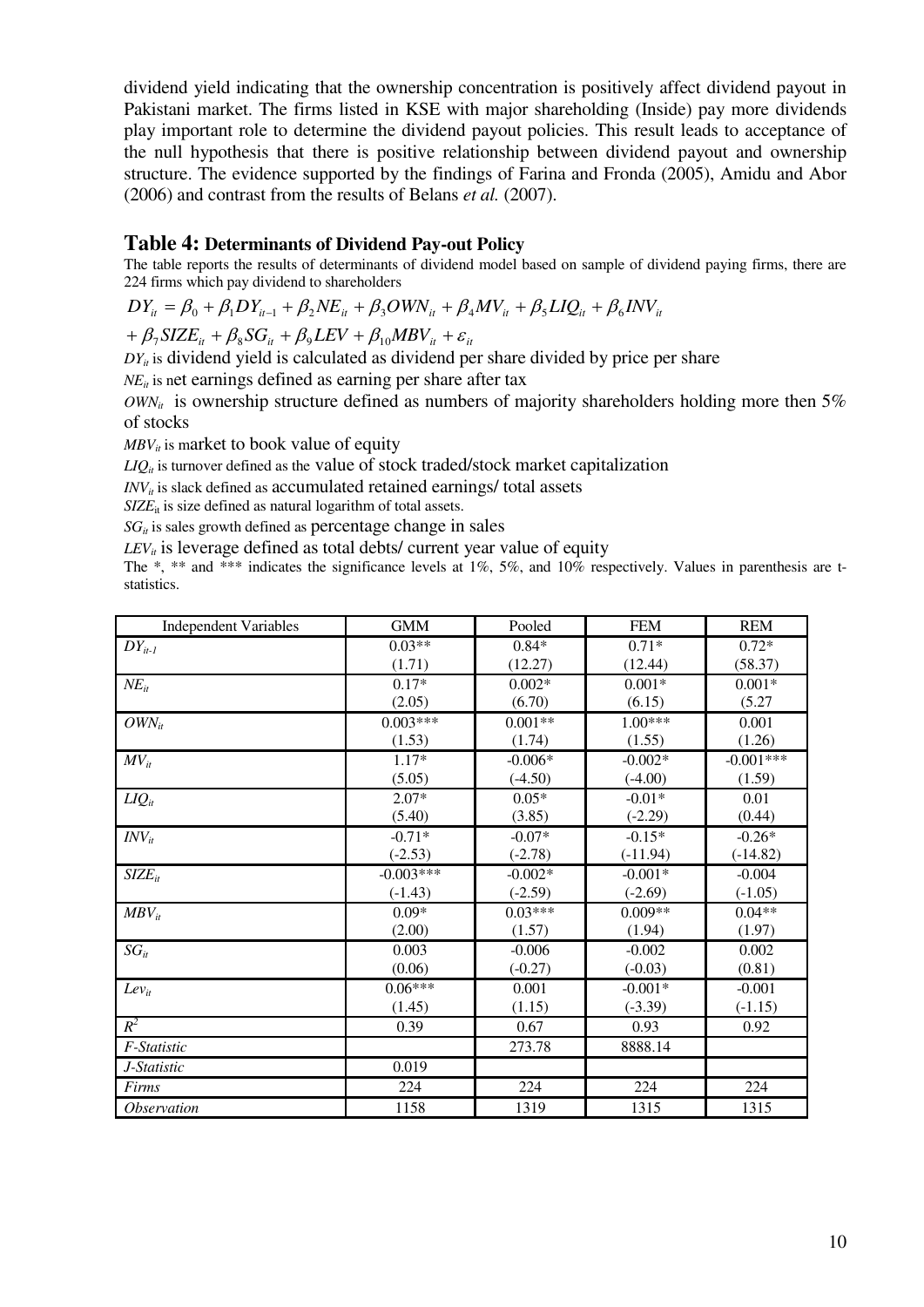dividend yield indicating that the ownership concentration is positively affect dividend payout in Pakistani market. The firms listed in KSE with major shareholding (Inside) pay more dividends play important role to determine the dividend payout policies. This result leads to acceptance of the null hypothesis that there is positive relationship between dividend payout and ownership structure. The evidence supported by the findings of Farina and Fronda (2005), Amidu and Abor (2006) and contrast from the results of Belans *et al.* (2007).

## Table 4: Determinants of Dividend Pay-out Policy

The table reports the results of determinants of dividend model based on sample of dividend paying firms, there are 224 firms which pay dividend to shareholders

$$DY_{it} = \beta_0 + \beta_1 DY_{it-1} + \beta_2 NE_{it} + \beta_3 OWN_{it} + \beta_4 MV_{it} + \beta_5 LIQ_{it} + \beta_6 INV_{it}$$

$$+ \beta_7 SIZE_{it} + \beta_8 SG_{it} + \beta_9 LEV + \beta_{10} MBV_{it} + \varepsilon_{it}$$

$DY_{it}$ is dividend yield is calculated as dividend per share divided by price per share

$NE_{it}$ is net earnings defined as earning per share after tax

$OWN_{it}$ is ownership structure defined as numbers of majority shareholders holding more then 5% of stocks

$MBV_{it}$ is market to book value of equity

$LIQ_{it}$ is turnover defined as the value of stock traded/stock market capitalization

$INV_{it}$ is slack defined as accumulated retained earnings/ total assets

$SIZE_{it}$ is size defined as natural logarithm of total assets.

$SG_{it}$ is sales growth defined as percentage change in sales

$LEV_{it}$ is leverage defined as total debts/ current year value of equity

The *, ** and *** indicates the significance levels at 1%, 5%, and 10% respectively. Values in parenthesis are t-statistics.

| Independent Variables | GMM | Pooled | FEM | REM |
|---|---|---|---|---|
| $DY_{it-1}$ | 0.03** <br> (1.71) | 0.84* <br> (12.27) | 0.71* <br> (12.44) | 0.72* <br> (58.37) |
| $NE_{it}$ | 0.17* <br> (2.05) | 0.002* <br> (6.70) | 0.001* <br> (6.15) | 0.001* <br> (5.27 |
| $OWN_{it}$ | 0.003*** <br> (1.53) | 0.001** <br> (1.74) | 1.00*** <br> (1.55) | 0.001 <br> (1.26) |
| $MV_{it}$ | 1.17* <br> (5.05) | -0.006* <br> (-4.50) | -0.002* <br> (-4.00) | -0.001*** <br> (1.59) |
| $LIQ_{it}$ | 2.07* <br> (5.40) | 0.05* <br> (3.85) | -0.01* <br> (-2.29) | 0.01 <br> (0.44) |
| $INV_{it}$ | -0.71* <br> (-2.53) | -0.07* <br> (-2.78) | -0.15* <br> (-11.94) | -0.26* <br> (-14.82) |
| $SIZE_{it}$ | -0.003*** <br> (-1.43) | -0.002* <br> (-2.59) | -0.001* <br> (-2.69) | -0.004 <br> (-1.05) |
| $MBV_{it}$ | 0.09* <br> (2.00) | 0.03*** <br> (1.57) | 0.009** <br> (1.94) | 0.04** <br> (1.97) |
| $SG_{it}$ | 0.003 <br> (0.06) | -0.006 <br> (-0.27) | -0.002 <br> (-0.03) | 0.002 <br> (0.81) |
| $Lev_{it}$ | 0.06*** <br> (1.45) | 0.001 <br> (1.15) | -0.001* <br> (-3.39) | -0.001 <br> (-1.15) |
| $R^2$ | 0.39 | 0.67 | 0.93 | 0.92 |
| *F-Statistic* | | 273.78 | 8888.14 | |
| *J-Statistic* | 0.019 | | | |
| *Firms* | 224 | 224 | 224 | 224 |
| *Observation* | 1158 | 1319 | 1315 | 1315 |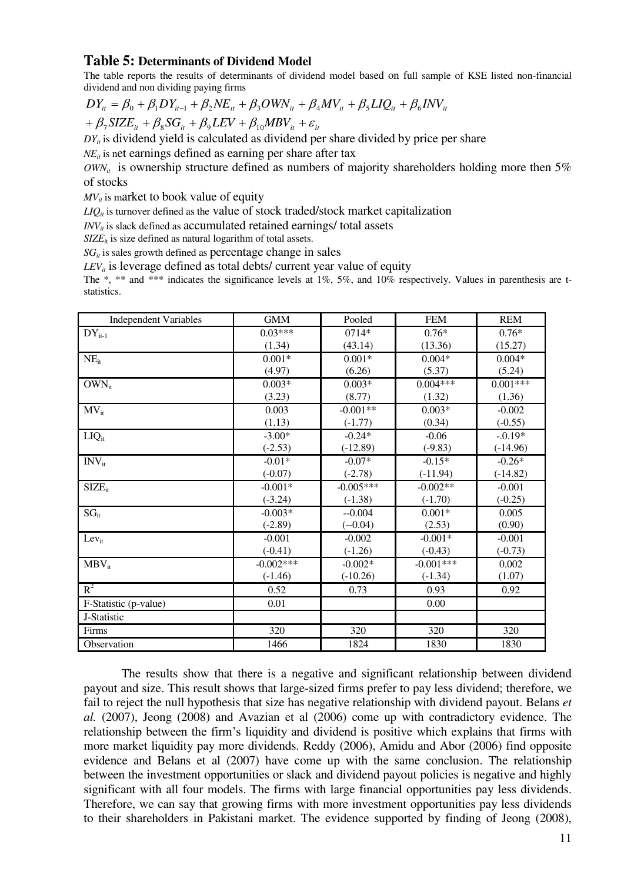## Table 5: Determinants of Dividend Model

The table reports the results of determinants of dividend model based on full sample of KSE listed non-financial dividend and non dividing paying firms

$$DY_{it} = \beta_0 + \beta_1 DY_{it-1} + \beta_2 NE_{it} + \beta_3 OWN_{it} + \beta_4 MV_{it} + \beta_5 LIQ_{it} + \beta_6 INV_{it}$$

$$+ \beta_7 SIZE_{it} + \beta_8 SG_{it} + \beta_9 LEV + \beta_{10} MBV_{it} + \varepsilon_{it}$$

$DY_{it}$ is dividend yield is calculated as dividend per share divided by price per share

$NE_{it}$ is net earnings defined as earning per share after tax

$OWN_{it}$ is ownership structure defined as numbers of majority shareholders holding more then 5% of stocks

$MV_{it}$ is market to book value of equity

$LIQ_{it}$ is turnover defined as the value of stock traded/stock market capitalization

$INV_{it}$ is slack defined as accumulated retained earnings/ total assets

$SIZE_{it}$ is size defined as natural logarithm of total assets.

$SG_{it}$ is sales growth defined as percentage change in sales

$LEV_{it}$ is leverage defined as total debts/ current year value of equity

The *, ** and *** indicates the significance levels at 1%, 5%, and 10% respectively. Values in parenthesis are t-statistics.

| Independent Variables | GMM | Pooled | FEM | REM |
|---|---|---|---|---|
| $DY_{it-1}$ | 0.03*** | 0714* | 0.76* | 0.76* |
| | (1.34) | (43.14) | (13.36) | (15.27) |
| $NE_{it}$ | 0.001* | 0.001* | 0.004* | 0.004* |
| | (4.97) | (6.26) | (5.37) | (5.24) |
| $OWN_{it}$ | 0.003* | 0.003* | 0.004*** | 0.001*** |
| | (3.23) | (8.77) | (1.32) | (1.36) |
| $MV_{it}$ | 0.003 | -0.001** | 0.003* | -0.002 |
| | (1.13) | (-1.77) | (0.34) | (-0.55) |
| $LIQ_{it}$ | -3.00* | -0.24* | -0.06 | -.0.19* |
| | (-2.53) | (-12.89) | (-9.83) | (-14.96) |
| $INV_{it}$ | -0.01* | -0.07* | -0.15* | -0.26* |
| | (-0.07) | (-2.78) | (-11.94) | (-14.82) |
| $SIZE_{it}$ | -0.001* | -0.005*** | -0.002** | -0.001 |
| | (-3.24) | (-1.38) | (-1.70) | (-0.25) |
| $SG_{it}$ | -0.003* | --0.004 | 0.001* | 0.005 |
| | (-2.89) | (--0.04) | (2.53) | (0.90) |
| $Lev_{it}$ | -0.001 | -0.002 | -0.001* | -0.001 |
| | (-0.41) | (-1.26) | (-0.43) | (-0.73) |
| $MBV_{it}$ | -0.002*** | -0.002* | -0.001*** | 0.002 |
| | (-1.46) | (-10.26) | (-1.34) | (1.07) |
| $R^2$ | 0.52 | 0.73 | 0.93 | 0.92 |
| F-Statistic (p-value) | 0.01 | | 0.00 | |
| J-Statistic | | | | |
| Firms | 320 | 320 | 320 | 320 |
| Observation | 1466 | 1824 | 1830 | 1830 |

The results show that there is a negative and significant relationship between dividend payout and size. This result shows that large-sized firms prefer to pay less dividend; therefore, we fail to reject the null hypothesis that size has negative relationship with dividend payout. Belans *et al.* (2007), Jeong (2008) and Avazian et al (2006) come up with contradictory evidence. The relationship between the firm's liquidity and dividend is positive which explains that firms with more market liquidity pay more dividends. Reddy (2006), Amidu and Abor (2006) find opposite evidence and Belans et al (2007) have come up with the same conclusion. The relationship between the investment opportunities or slack and dividend payout policies is negative and highly significant with all four models. The firms with large financial opportunities pay less dividends. Therefore, we can say that growing firms with more investment opportunities pay less dividends to their shareholders in Pakistani market. The evidence supported by finding of Jeong (2008),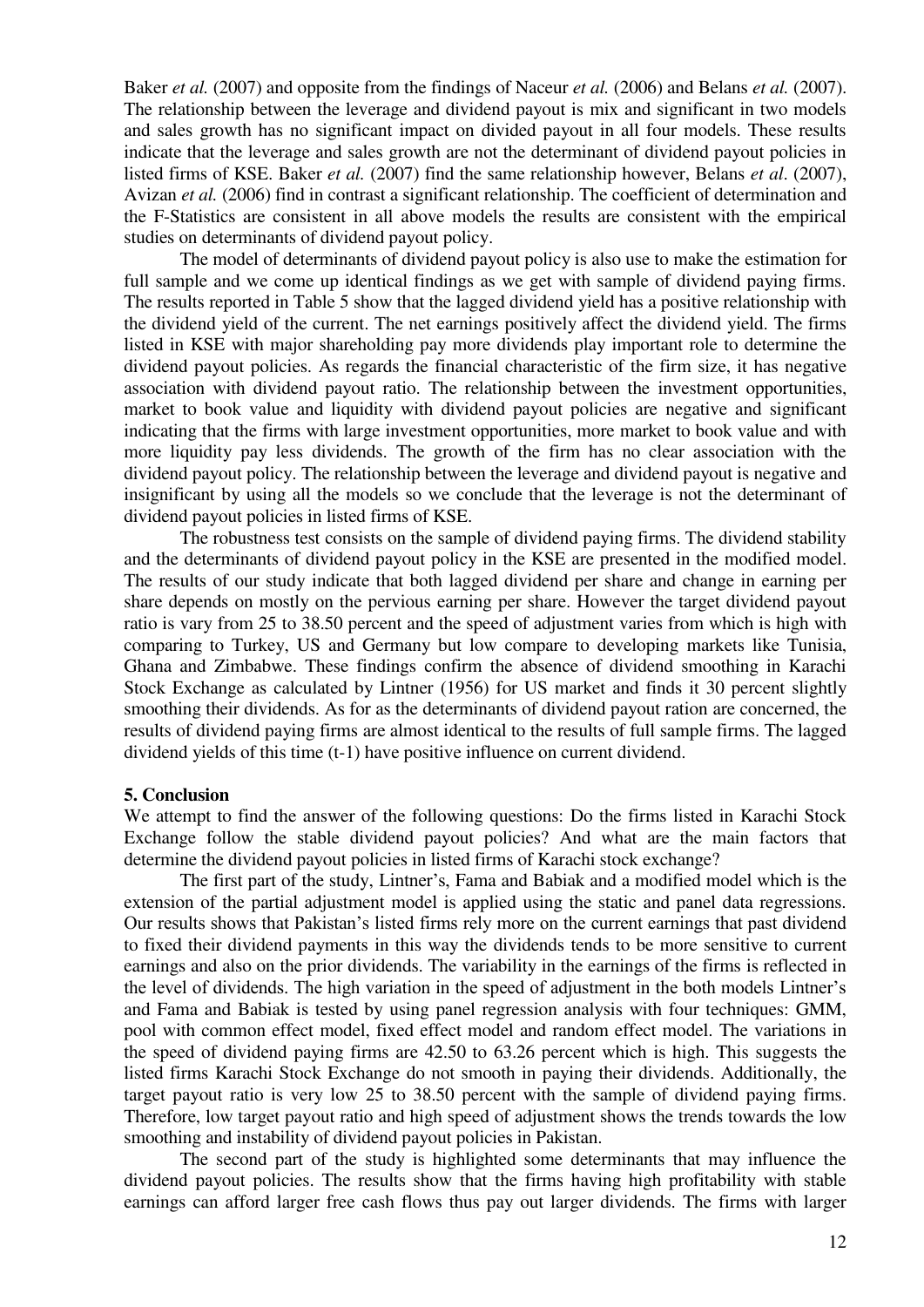Baker *et al.* (2007) and opposite from the findings of Naceur *et al.* (2006) and Belans *et al.* (2007). The relationship between the leverage and dividend payout is mix and significant in two models and sales growth has no significant impact on divided payout in all four models. These results indicate that the leverage and sales growth are not the determinant of dividend payout policies in listed firms of KSE. Baker *et al.* (2007) find the same relationship however, Belans *et al*. (2007), Avizan *et al.* (2006) find in contrast a significant relationship. The coefficient of determination and the F-Statistics are consistent in all above models the results are consistent with the empirical studies on determinants of dividend payout policy.

The model of determinants of dividend payout policy is also use to make the estimation for full sample and we come up identical findings as we get with sample of dividend paying firms. The results reported in Table 5 show that the lagged dividend yield has a positive relationship with the dividend yield of the current. The net earnings positively affect the dividend yield. The firms listed in KSE with major shareholding pay more dividends play important role to determine the dividend payout policies. As regards the financial characteristic of the firm size, it has negative association with dividend payout ratio. The relationship between the investment opportunities, market to book value and liquidity with dividend payout policies are negative and significant indicating that the firms with large investment opportunities, more market to book value and with more liquidity pay less dividends. The growth of the firm has no clear association with the dividend payout policy. The relationship between the leverage and dividend payout is negative and insignificant by using all the models so we conclude that the leverage is not the determinant of dividend payout policies in listed firms of KSE.

The robustness test consists on the sample of dividend paying firms. The dividend stability and the determinants of dividend payout policy in the KSE are presented in the modified model. The results of our study indicate that both lagged dividend per share and change in earning per share depends on mostly on the pervious earning per share. However the target dividend payout ratio is vary from 25 to 38.50 percent and the speed of adjustment varies from which is high with comparing to Turkey, US and Germany but low compare to developing markets like Tunisia, Ghana and Zimbabwe. These findings confirm the absence of dividend smoothing in Karachi Stock Exchange as calculated by Lintner (1956) for US market and finds it 30 percent slightly smoothing their dividends. As for as the determinants of dividend payout ration are concerned, the results of dividend paying firms are almost identical to the results of full sample firms. The lagged dividend yields of this time (t-1) have positive influence on current dividend.

## 5. Conclusion

We attempt to find the answer of the following questions: Do the firms listed in Karachi Stock Exchange follow the stable dividend payout policies? And what are the main factors that determine the dividend payout policies in listed firms of Karachi stock exchange?

The first part of the study, Lintner's, Fama and Babiak and a modified model which is the extension of the partial adjustment model is applied using the static and panel data regressions. Our results shows that Pakistan's listed firms rely more on the current earnings that past dividend to fixed their dividend payments in this way the dividends tends to be more sensitive to current earnings and also on the prior dividends. The variability in the earnings of the firms is reflected in the level of dividends. The high variation in the speed of adjustment in the both models Lintner's and Fama and Babiak is tested by using panel regression analysis with four techniques: GMM, pool with common effect model, fixed effect model and random effect model. The variations in the speed of dividend paying firms are 42.50 to 63.26 percent which is high. This suggests the listed firms Karachi Stock Exchange do not smooth in paying their dividends. Additionally, the target payout ratio is very low 25 to 38.50 percent with the sample of dividend paying firms. Therefore, low target payout ratio and high speed of adjustment shows the trends towards the low smoothing and instability of dividend payout policies in Pakistan.

The second part of the study is highlighted some determinants that may influence the dividend payout policies. The results show that the firms having high profitability with stable earnings can afford larger free cash flows thus pay out larger dividends. The firms with larger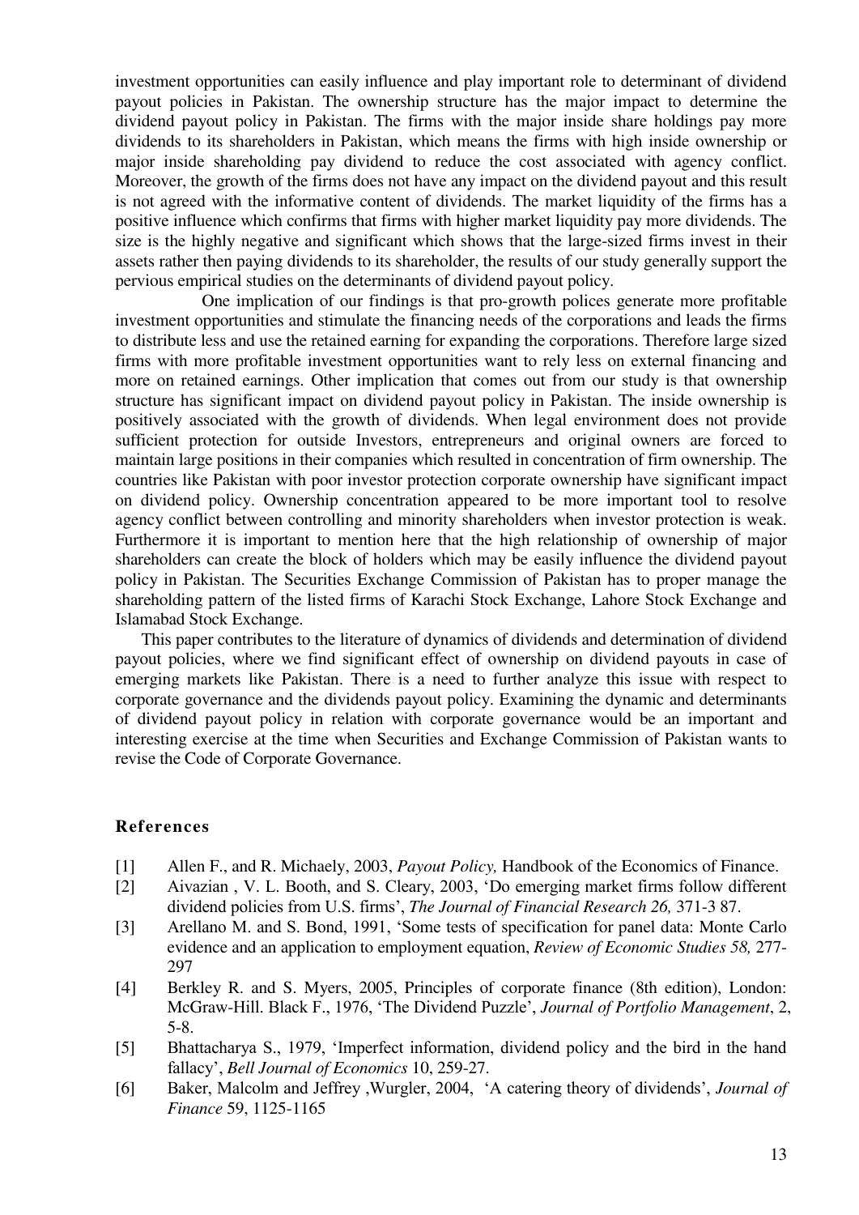investment opportunities can easily influence and play important role to determinant of dividend payout policies in Pakistan. The ownership structure has the major impact to determine the dividend payout policy in Pakistan. The firms with the major inside share holdings pay more dividends to its shareholders in Pakistan, which means the firms with high inside ownership or major inside shareholding pay dividend to reduce the cost associated with agency conflict. Moreover, the growth of the firms does not have any impact on the dividend payout and this result is not agreed with the informative content of dividends. The market liquidity of the firms has a positive influence which confirms that firms with higher market liquidity pay more dividends. The size is the highly negative and significant which shows that the large-sized firms invest in their assets rather then paying dividends to its shareholder, the results of our study generally support the pervious empirical studies on the determinants of dividend payout policy.

One implication of our findings is that pro-growth polices generate more profitable investment opportunities and stimulate the financing needs of the corporations and leads the firms to distribute less and use the retained earning for expanding the corporations. Therefore large sized firms with more profitable investment opportunities want to rely less on external financing and more on retained earnings. Other implication that comes out from our study is that ownership structure has significant impact on dividend payout policy in Pakistan. The inside ownership is positively associated with the growth of dividends. When legal environment does not provide sufficient protection for outside Investors, entrepreneurs and original owners are forced to maintain large positions in their companies which resulted in concentration of firm ownership. The countries like Pakistan with poor investor protection corporate ownership have significant impact on dividend policy. Ownership concentration appeared to be more important tool to resolve agency conflict between controlling and minority shareholders when investor protection is weak. Furthermore it is important to mention here that the high relationship of ownership of major shareholders can create the block of holders which may be easily influence the dividend payout policy in Pakistan. The Securities Exchange Commission of Pakistan has to proper manage the shareholding pattern of the listed firms of Karachi Stock Exchange, Lahore Stock Exchange and Islamabad Stock Exchange.

This paper contributes to the literature of dynamics of dividends and determination of dividend payout policies, where we find significant effect of ownership on dividend payouts in case of emerging markets like Pakistan. There is a need to further analyze this issue with respect to corporate governance and the dividends payout policy. Examining the dynamic and determinants of dividend payout policy in relation with corporate governance would be an important and interesting exercise at the time when Securities and Exchange Commission of Pakistan wants to revise the Code of Corporate Governance.

## References

[1] Allen F., and R. Michaely, 2003, *Payout Policy,* Handbook of the Economics of Finance.

[2] Aivazian , V. L. Booth, and S. Cleary, 2003, 'Do emerging market firms follow different dividend policies from U.S. firms', *The Journal of Financial Research 26,* 371-3 87.

[3] Arellano M. and S. Bond, 1991, 'Some tests of specification for panel data: Monte Carlo evidence and an application to employment equation, *Review of Economic Studies 58,* 277-297

[4] Berkley R. and S. Myers, 2005, Principles of corporate finance (8th edition), London: McGraw-Hill. Black F., 1976, 'The Dividend Puzzle', *Journal of Portfolio Management*, 2, 5-8.

[5] Bhattacharya S., 1979, 'Imperfect information, dividend policy and the bird in the hand fallacy', *Bell Journal of Economics* 10, 259-27.

[6] Baker, Malcolm and Jeffrey ,Wurgler, 2004, 'A catering theory of dividends', *Journal of Finance* 59, 1125-1165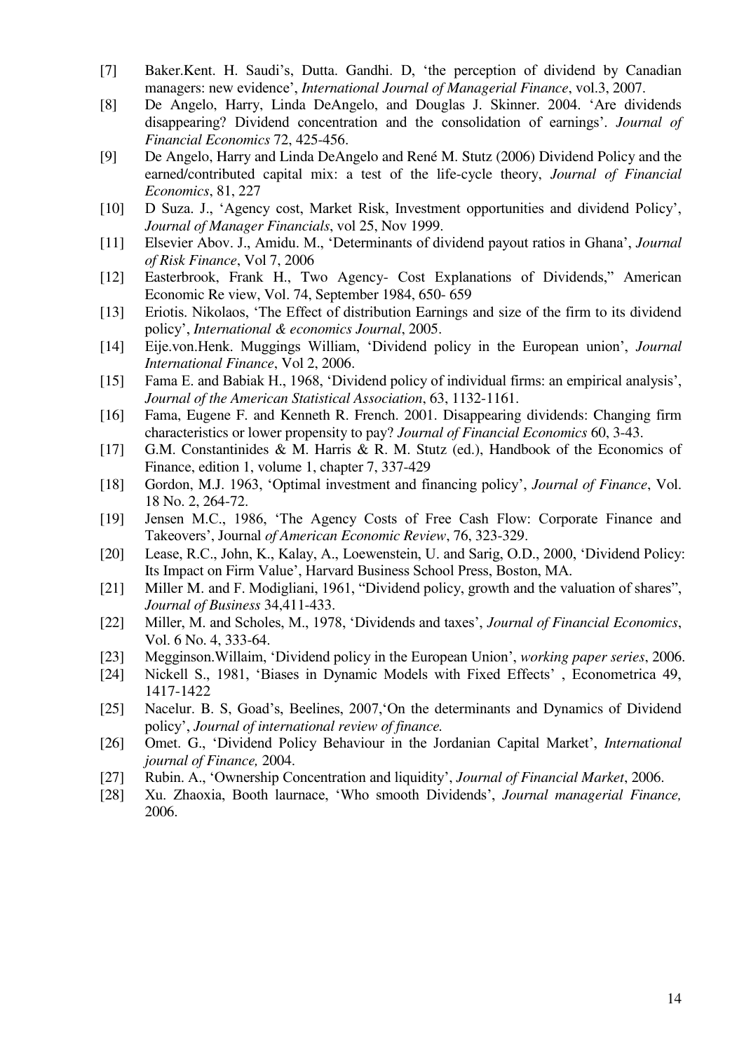[7] Baker.Kent. H. Saudi's, Dutta. Gandhi. D, 'the perception of dividend by Canadian managers: new evidence', *International Journal of Managerial Finance*, vol.3, 2007.

[8] De Angelo, Harry, Linda DeAngelo, and Douglas J. Skinner. 2004. 'Are dividends disappearing? Dividend concentration and the consolidation of earnings'. *Journal of Financial Economics* 72, 425-456.

[9] De Angelo, Harry and Linda DeAngelo and René M. Stutz (2006) Dividend Policy and the earned/contributed capital mix: a test of the life-cycle theory, *Journal of Financial Economics*, 81, 227

[10] D Suza. J., 'Agency cost, Market Risk, Investment opportunities and dividend Policy', *Journal of Manager Financials*, vol 25, Nov 1999.

[11] Elsevier Abov. J., Amidu. M., 'Determinants of dividend payout ratios in Ghana', *Journal of Risk Finance*, Vol 7, 2006

[12] Easterbrook, Frank H., Two Agency- Cost Explanations of Dividends," American Economic Re view, Vol. 74, September 1984, 650- 659

[13] Eriotis. Nikolaos, 'The Effect of distribution Earnings and size of the firm to its dividend policy', *International & economics Journal*, 2005.

[14] Eije.von.Henk. Muggings William, 'Dividend policy in the European union', *Journal International Finance*, Vol 2, 2006.

[15] Fama E. and Babiak H., 1968, 'Dividend policy of individual firms: an empirical analysis', *Journal of the American Statistical Association*, 63, 1132-1161.

[16] Fama, Eugene F. and Kenneth R. French. 2001. Disappearing dividends: Changing firm characteristics or lower propensity to pay? *Journal of Financial Economics* 60, 3-43.

[17] G.M. Constantinides & M. Harris & R. M. Stutz (ed.), Handbook of the Economics of Finance, edition 1, volume 1, chapter 7, 337-429

[18] Gordon, M.J. 1963, 'Optimal investment and financing policy', *Journal of Finance*, Vol. 18 No. 2, 264-72.

[19] Jensen M.C., 1986, 'The Agency Costs of Free Cash Flow: Corporate Finance and Takeovers', Journal *of American Economic Review*, 76, 323-329.

[20] Lease, R.C., John, K., Kalay, A., Loewenstein, U. and Sarig, O.D., 2000, 'Dividend Policy: Its Impact on Firm Value', Harvard Business School Press, Boston, MA.

[21] Miller M. and F. Modigliani, 1961, "Dividend policy, growth and the valuation of shares", *Journal of Business* 34,411-433.

[22] Miller, M. and Scholes, M., 1978, 'Dividends and taxes', *Journal of Financial Economics*, Vol. 6 No. 4, 333-64.

[23] Megginson.Willaim, 'Dividend policy in the European Union', *working paper series*, 2006.

[24] Nickell S., 1981, 'Biases in Dynamic Models with Fixed Effects' , Econometrica 49, 1417-1422

[25] Nacelur. B. S, Goad's, Beelines, 2007,'On the determinants and Dynamics of Dividend policy', *Journal of international review of finance.*

[26] Omet. G., 'Dividend Policy Behaviour in the Jordanian Capital Market', *International journal of Finance,* 2004.

[27] Rubin. A., 'Ownership Concentration and liquidity', *Journal of Financial Market*, 2006.

[28] Xu. Zhaoxia, Booth laurnace, 'Who smooth Dividends', *Journal managerial Finance,* 2006.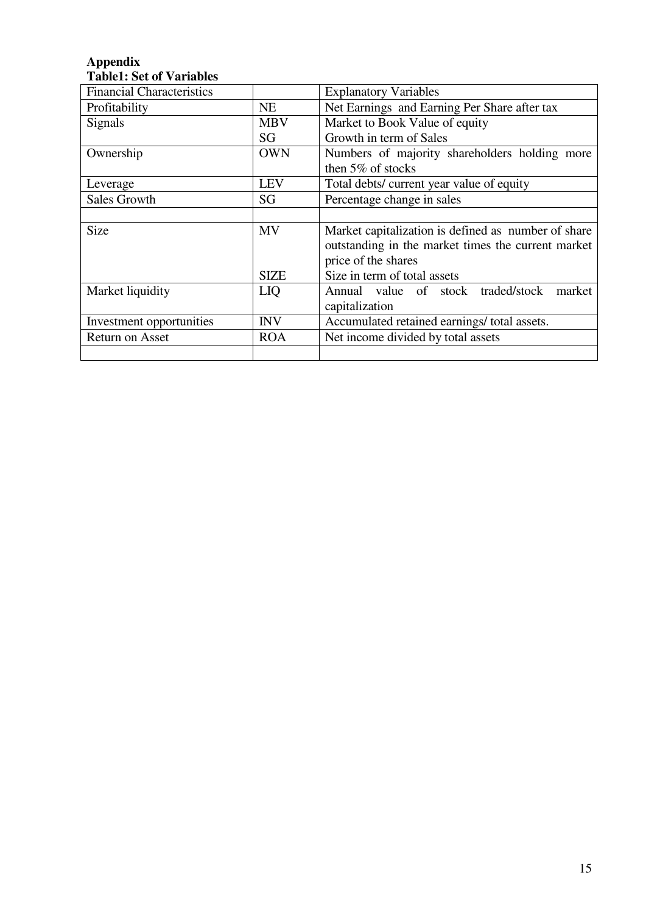**Appendix**

**Table1: Set of Variables**

| Financial Characteristics | | Explanatory Variables |
|---|---|---|
| Profitability | NE | Net Earnings and Earning Per Share after tax |
| Signals | MBV<br>SG | Market to Book Value of equity<br>Growth in term of Sales |
| Ownership | OWN | Numbers of majority shareholders holding more then 5% of stocks |
| Leverage | LEV | Total debts/ current year value of equity |
| Sales Growth | SG | Percentage change in sales |
| | | |
| Size | MV<br><br><br>SIZE | Market capitalization is defined as number of share outstanding in the market times the current market price of the shares<br>Size in term of total assets |
| Market liquidity | LIQ | Annual value of stock traded/stock market capitalization |
| Investment opportunities | INV | Accumulated retained earnings/ total assets. |
| Return on Asset | ROA | Net income divided by total assets |
| | | |